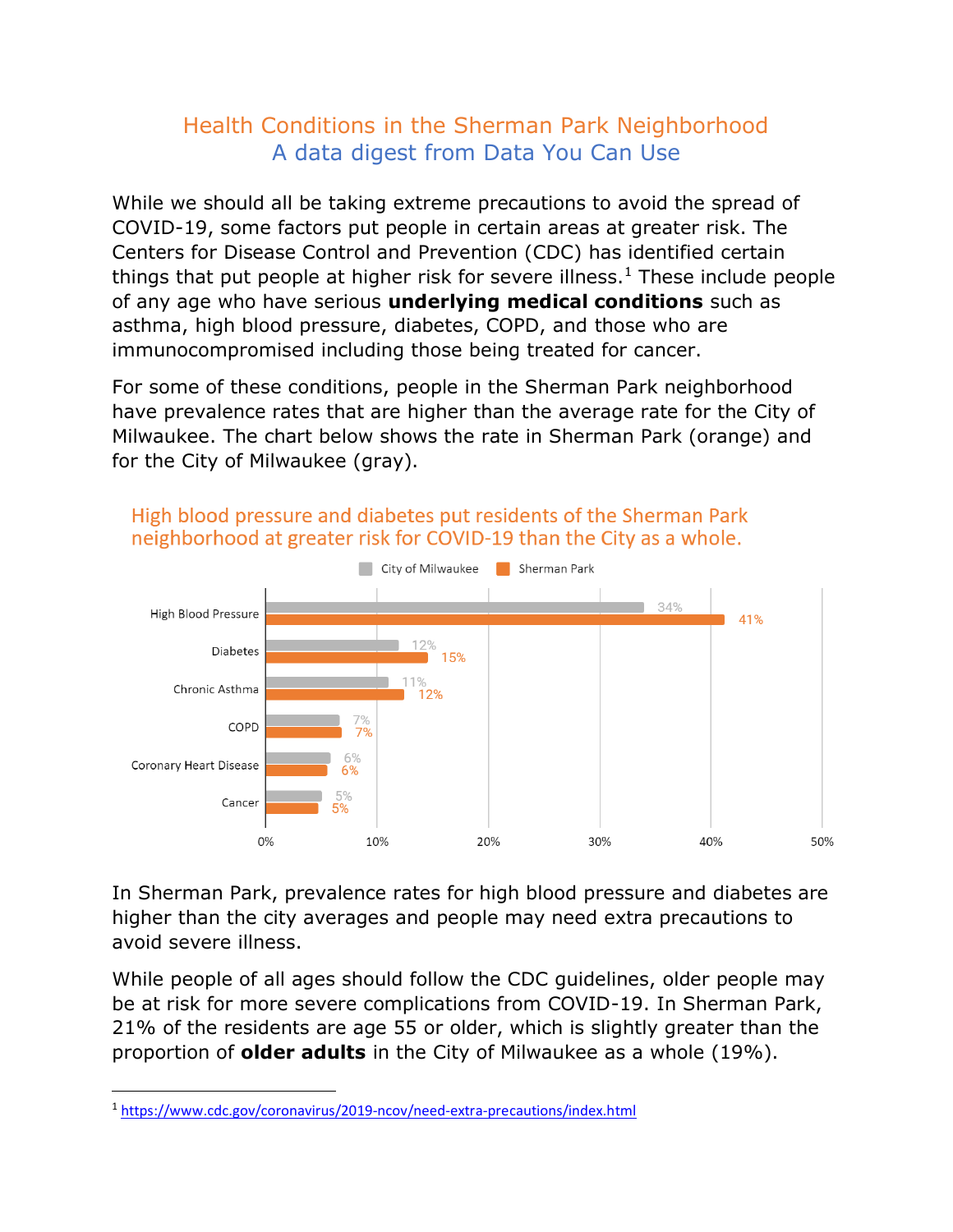# Health Conditions in the Sherman Park Neighborhood

## A data digest from Data You Can Use

While we should all be taking extreme precautions to avoid the spread of COVID-19, some factors put people in certain areas at greater risk. The Centers for Disease Control and Prevention (CDC) has identified certain things that put people at higher risk for severe illness.[1] These include people of any age who have serious **underlying medical conditions** such as asthma, high blood pressure, diabetes, COPD, and those who are immunocompromised including those being treated for cancer.

For some of these conditions, people in the Sherman Park neighborhood have prevalence rates that are higher than the average rate for the City of Milwaukee. The chart below shows the rate in Sherman Park (orange) and for the City of Milwaukee (gray).

High blood pressure and diabetes put residents of the Sherman Park neighborhood at greater risk for COVID-19 than the City as a whole.

| Condition | City of Milwaukee | Sherman Park |
| --- | --- | --- |
| High Blood Pressure | 34% | 41% |
| Diabetes | 12% | 15% |
| Chronic Asthma | 11% | 12% |
| COPD | 7% | 7% |
| Coronary Heart Disease | 6% | 6% |
| Cancer | 5% | 5% |

In Sherman Park, prevalence rates for high blood pressure and diabetes are higher than the city averages and people may need extra precautions to avoid severe illness.

While people of all ages should follow the CDC guidelines, older people may be at risk for more severe complications from COVID-19. In Sherman Park, 21% of the residents are age 55 or older, which is slightly greater than the proportion of **older adults** in the City of Milwaukee as a whole (19%).

---

[1] https://www.cdc.gov/coronavirus/2019-ncov/need-extra-precautions/index.html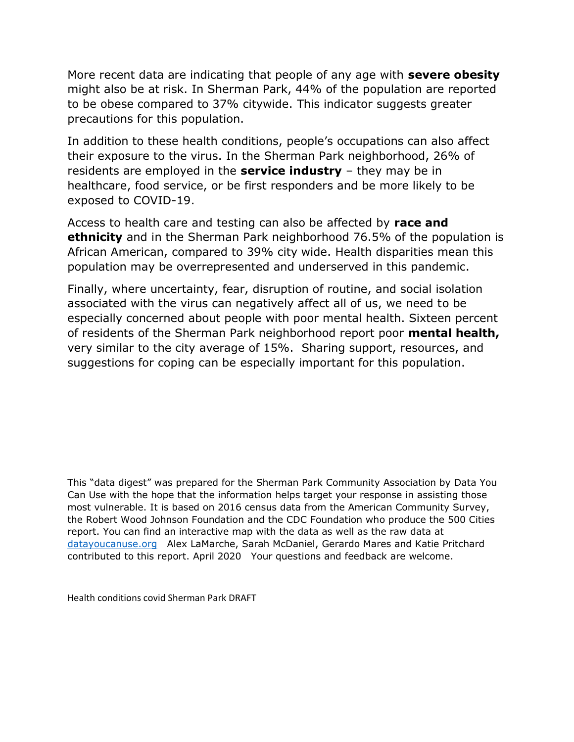More recent data are indicating that people of any age with **severe obesity** might also be at risk. In Sherman Park, 44% of the population are reported to be obese compared to 37% citywide. This indicator suggests greater precautions for this population.

In addition to these health conditions, people's occupations can also affect their exposure to the virus. In the Sherman Park neighborhood, 26% of residents are employed in the **service industry** – they may be in healthcare, food service, or be first responders and be more likely to be exposed to COVID-19.

Access to health care and testing can also be affected by **race and ethnicity** and in the Sherman Park neighborhood 76.5% of the population is African American, compared to 39% city wide. Health disparities mean this population may be overrepresented and underserved in this pandemic.

Finally, where uncertainty, fear, disruption of routine, and social isolation associated with the virus can negatively affect all of us, we need to be especially concerned about people with poor mental health. Sixteen percent of residents of the Sherman Park neighborhood report poor **mental health,** very similar to the city average of 15%. Sharing support, resources, and suggestions for coping can be especially important for this population.

This "data digest" was prepared for the Sherman Park Community Association by Data You Can Use with the hope that the information helps target your response in assisting those most vulnerable. It is based on 2016 census data from the American Community Survey, the Robert Wood Johnson Foundation and the CDC Foundation who produce the 500 Cities report. You can find an interactive map with the data as well as the raw data at [datayoucanuse.org](http://datayoucanuse.org) Alex LaMarche, Sarah McDaniel, Gerardo Mares and Katie Pritchard contributed to this report. April 2020 Your questions and feedback are welcome.

Health conditions covid Sherman Park DRAFT